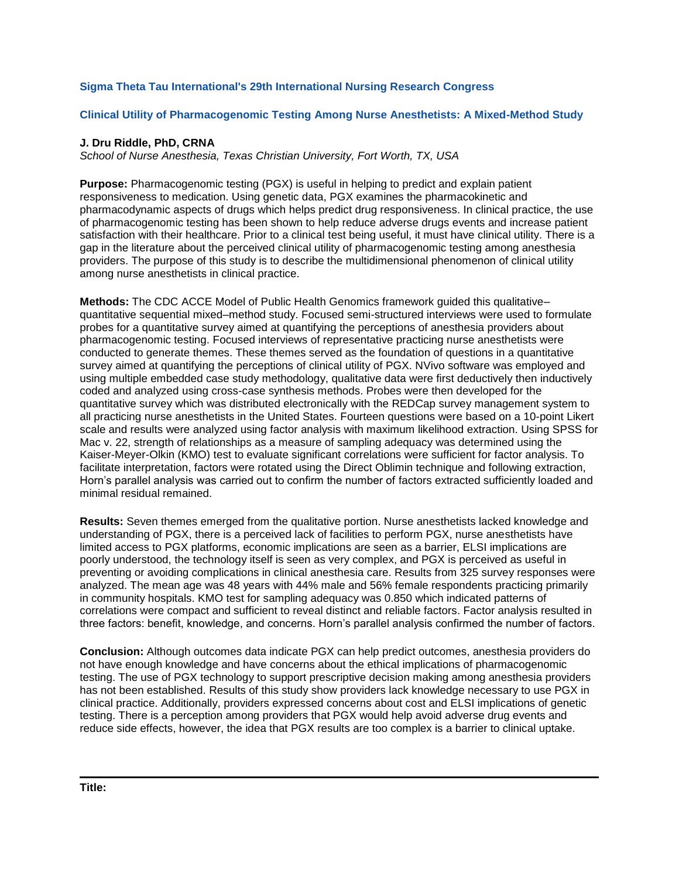**Sigma Theta Tau International's 29th International Nursing Research Congress**

# Clinical Utility of Pharmacogenomic Testing Among Nurse Anesthetists: A Mixed-Method Study

**J. Dru Riddle, PhD, CRNA**
*School of Nurse Anesthesia, Texas Christian University, Fort Worth, TX, USA*

**Purpose:** Pharmacogenomic testing (PGX) is useful in helping to predict and explain patient responsiveness to medication. Using genetic data, PGX examines the pharmacokinetic and pharmacodynamic aspects of drugs which helps predict drug responsiveness. In clinical practice, the use of pharmacogenomic testing has been shown to help reduce adverse drugs events and increase patient satisfaction with their healthcare. Prior to a clinical test being useful, it must have clinical utility. There is a gap in the literature about the perceived clinical utility of pharmacogenomic testing among anesthesia providers. The purpose of this study is to describe the multidimensional phenomenon of clinical utility among nurse anesthetists in clinical practice.

**Methods:** The CDC ACCE Model of Public Health Genomics framework guided this qualitative–quantitative sequential mixed–method study. Focused semi-structured interviews were used to formulate probes for a quantitative survey aimed at quantifying the perceptions of anesthesia providers about pharmacogenomic testing. Focused interviews of representative practicing nurse anesthetists were conducted to generate themes. These themes served as the foundation of questions in a quantitative survey aimed at quantifying the perceptions of clinical utility of PGX. NVivo software was employed and using multiple embedded case study methodology, qualitative data were first deductively then inductively coded and analyzed using cross-case synthesis methods. Probes were then developed for the quantitative survey which was distributed electronically with the REDCap survey management system to all practicing nurse anesthetists in the United States. Fourteen questions were based on a 10-point Likert scale and results were analyzed using factor analysis with maximum likelihood extraction. Using SPSS for Mac v. 22, strength of relationships as a measure of sampling adequacy was determined using the Kaiser-Meyer-Olkin (KMO) test to evaluate significant correlations were sufficient for factor analysis. To facilitate interpretation, factors were rotated using the Direct Oblimin technique and following extraction, Horn's parallel analysis was carried out to confirm the number of factors extracted sufficiently loaded and minimal residual remained.

**Results:** Seven themes emerged from the qualitative portion. Nurse anesthetists lacked knowledge and understanding of PGX, there is a perceived lack of facilities to perform PGX, nurse anesthetists have limited access to PGX platforms, economic implications are seen as a barrier, ELSI implications are poorly understood, the technology itself is seen as very complex, and PGX is perceived as useful in preventing or avoiding complications in clinical anesthesia care. Results from 325 survey responses were analyzed. The mean age was 48 years with 44% male and 56% female respondents practicing primarily in community hospitals. KMO test for sampling adequacy was 0.850 which indicated patterns of correlations were compact and sufficient to reveal distinct and reliable factors. Factor analysis resulted in three factors: benefit, knowledge, and concerns. Horn's parallel analysis confirmed the number of factors.

**Conclusion:** Although outcomes data indicate PGX can help predict outcomes, anesthesia providers do not have enough knowledge and have concerns about the ethical implications of pharmacogenomic testing. The use of PGX technology to support prescriptive decision making among anesthesia providers has not been established. Results of this study show providers lack knowledge necessary to use PGX in clinical practice. Additionally, providers expressed concerns about cost and ELSI implications of genetic testing. There is a perception among providers that PGX would help avoid adverse drug events and reduce side effects, however, the idea that PGX results are too complex is a barrier to clinical uptake.

---

**Title:**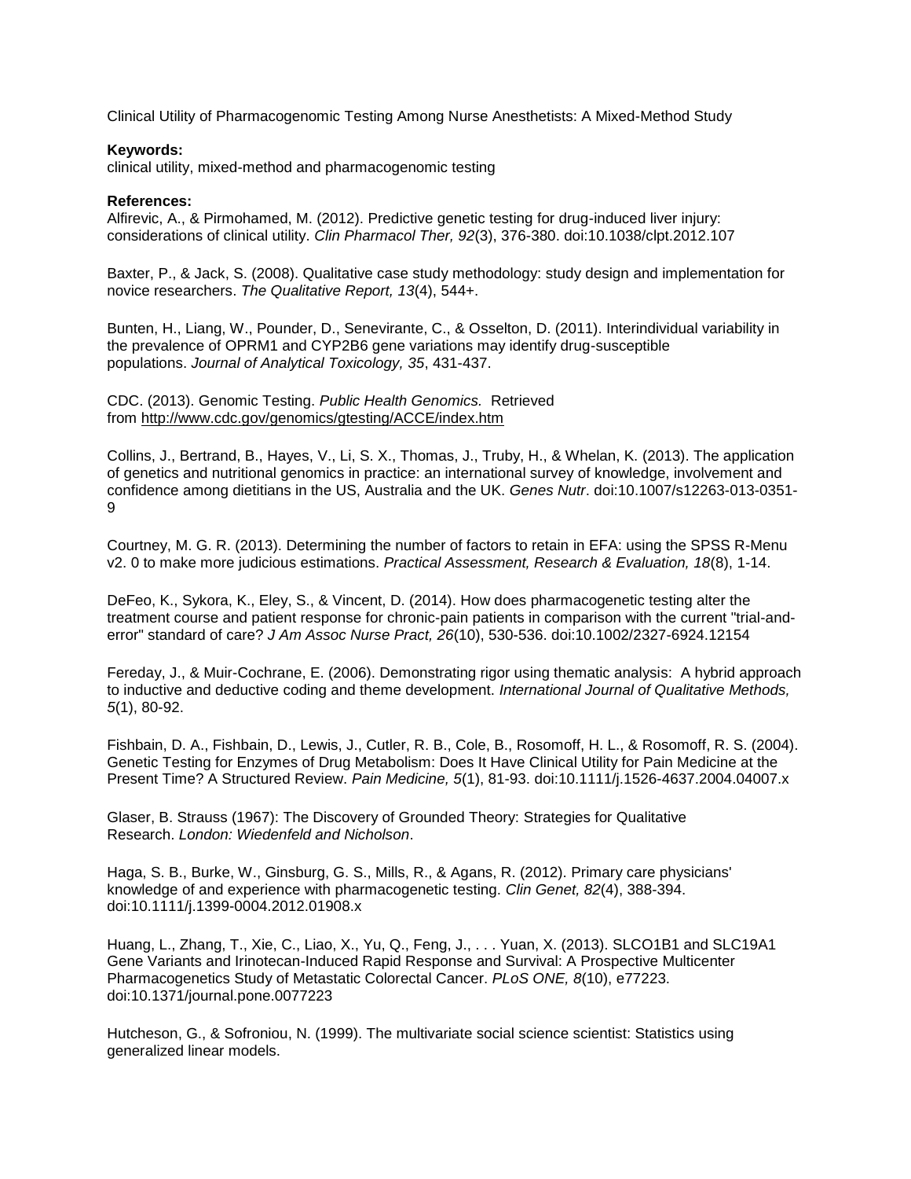Clinical Utility of Pharmacogenomic Testing Among Nurse Anesthetists: A Mixed-Method Study

**Keywords:**
clinical utility, mixed-method and pharmacogenomic testing

**References:**

Alfirevic, A., & Pirmohamed, M. (2012). Predictive genetic testing for drug-induced liver injury: considerations of clinical utility. *Clin Pharmacol Ther, 92*(3), 376-380. doi:10.1038/clpt.2012.107

Baxter, P., & Jack, S. (2008). Qualitative case study methodology: study design and implementation for novice researchers. *The Qualitative Report, 13*(4), 544+.

Bunten, H., Liang, W., Pounder, D., Senevirante, C., & Osselton, D. (2011). Interindividual variability in the prevalence of OPRM1 and CYP2B6 gene variations may identify drug-susceptible populations. *Journal of Analytical Toxicology, 35*, 431-437.

CDC. (2013). Genomic Testing. *Public Health Genomics.* Retrieved from http://www.cdc.gov/genomics/gtesting/ACCE/index.htm

Collins, J., Bertrand, B., Hayes, V., Li, S. X., Thomas, J., Truby, H., & Whelan, K. (2013). The application of genetics and nutritional genomics in practice: an international survey of knowledge, involvement and confidence among dietitians in the US, Australia and the UK. *Genes Nutr*. doi:10.1007/s12263-013-0351-9

Courtney, M. G. R. (2013). Determining the number of factors to retain in EFA: using the SPSS R-Menu v2. 0 to make more judicious estimations. *Practical Assessment, Research & Evaluation, 18*(8), 1-14.

DeFeo, K., Sykora, K., Eley, S., & Vincent, D. (2014). How does pharmacogenetic testing alter the treatment course and patient response for chronic-pain patients in comparison with the current "trial-and-error" standard of care? *J Am Assoc Nurse Pract, 26*(10), 530-536. doi:10.1002/2327-6924.12154

Fereday, J., & Muir-Cochrane, E. (2006). Demonstrating rigor using thematic analysis: A hybrid approach to inductive and deductive coding and theme development. *International Journal of Qualitative Methods, 5*(1), 80-92.

Fishbain, D. A., Fishbain, D., Lewis, J., Cutler, R. B., Cole, B., Rosomoff, H. L., & Rosomoff, R. S. (2004). Genetic Testing for Enzymes of Drug Metabolism: Does It Have Clinical Utility for Pain Medicine at the Present Time? A Structured Review. *Pain Medicine, 5*(1), 81-93. doi:10.1111/j.1526-4637.2004.04007.x

Glaser, B. Strauss (1967): The Discovery of Grounded Theory: Strategies for Qualitative Research. *London: Wiedenfeld and Nicholson*.

Haga, S. B., Burke, W., Ginsburg, G. S., Mills, R., & Agans, R. (2012). Primary care physicians' knowledge of and experience with pharmacogenetic testing. *Clin Genet, 82*(4), 388-394. doi:10.1111/j.1399-0004.2012.01908.x

Huang, L., Zhang, T., Xie, C., Liao, X., Yu, Q., Feng, J., . . . Yuan, X. (2013). SLCO1B1 and SLC19A1 Gene Variants and Irinotecan-Induced Rapid Response and Survival: A Prospective Multicenter Pharmacogenetics Study of Metastatic Colorectal Cancer. *PLoS ONE, 8*(10), e77223. doi:10.1371/journal.pone.0077223

Hutcheson, G., & Sofroniou, N. (1999). The multivariate social science scientist: Statistics using generalized linear models.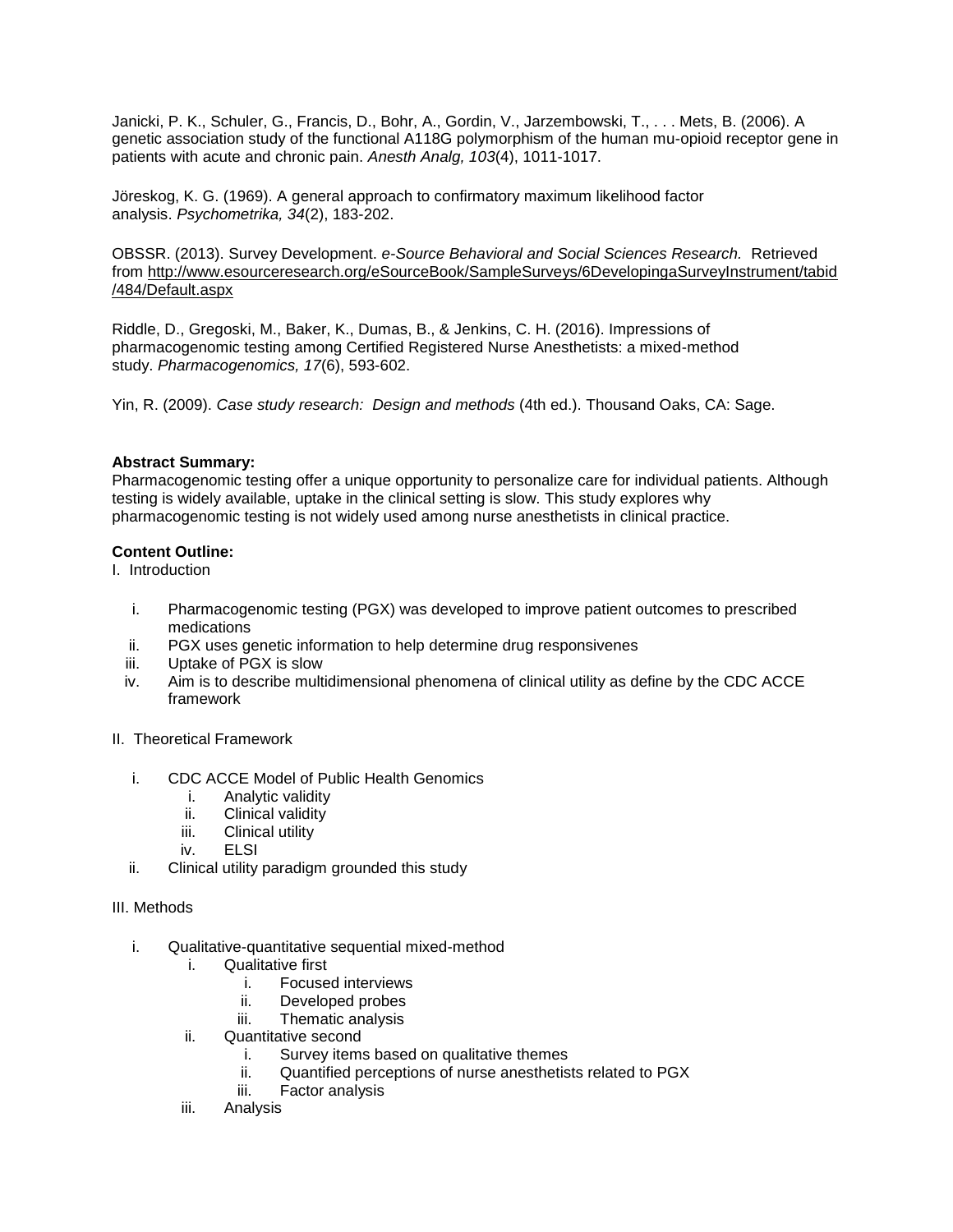Janicki, P. K., Schuler, G., Francis, D., Bohr, A., Gordin, V., Jarzembowski, T., . . . Mets, B. (2006). A genetic association study of the functional A118G polymorphism of the human mu-opioid receptor gene in patients with acute and chronic pain. *Anesth Analg, 103*(4), 1011-1017.

Jöreskog, K. G. (1969). A general approach to confirmatory maximum likelihood factor analysis. *Psychometrika, 34*(2), 183-202.

OBSSR. (2013). Survey Development. *e-Source Behavioral and Social Sciences Research.* Retrieved from http://www.esourceresearch.org/eSourceBook/SampleSurveys/6DevelopingaSurveyInstrument/tabid/484/Default.aspx

Riddle, D., Gregoski, M., Baker, K., Dumas, B., & Jenkins, C. H. (2016). Impressions of pharmacogenomic testing among Certified Registered Nurse Anesthetists: a mixed-method study. *Pharmacogenomics, 17*(6), 593-602.

Yin, R. (2009). *Case study research: Design and methods* (4th ed.). Thousand Oaks, CA: Sage.

**Abstract Summary:**
Pharmacogenomic testing offer a unique opportunity to personalize care for individual patients. Although testing is widely available, uptake in the clinical setting is slow. This study explores why pharmacogenomic testing is not widely used among nurse anesthetists in clinical practice.

**Content Outline:**

I. Introduction

- i. Pharmacogenomic testing (PGX) was developed to improve patient outcomes to prescribed medications
- ii. PGX uses genetic information to help determine drug responsivenes
- iii. Uptake of PGX is slow
- iv. Aim is to describe multidimensional phenomena of clinical utility as define by the CDC ACCE framework

II. Theoretical Framework

- i. CDC ACCE Model of Public Health Genomics
  - i. Analytic validity
  - ii. Clinical validity
  - iii. Clinical utility
  - iv. ELSI
- ii. Clinical utility paradigm grounded this study

III. Methods

- i. Qualitative-quantitative sequential mixed-method
  - i. Qualitative first
    - i. Focused interviews
    - ii. Developed probes
    - iii. Thematic analysis
  - ii. Quantitative second
    - i. Survey items based on qualitative themes
    - ii. Quantified perceptions of nurse anesthetists related to PGX
    - iii. Factor analysis
  - iii. Analysis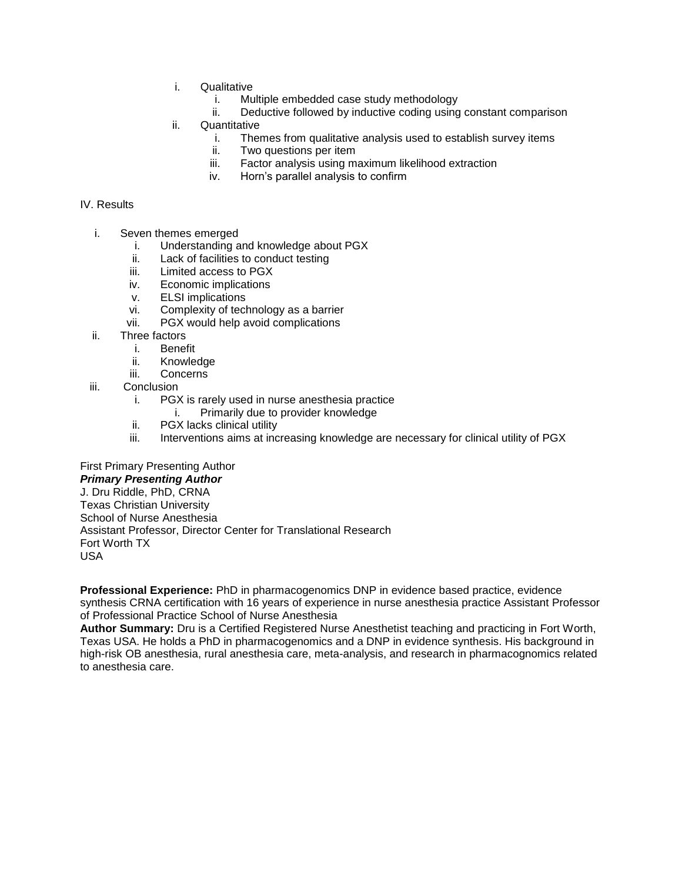- i. Qualitative
  - i. Multiple embedded case study methodology
  - ii. Deductive followed by inductive coding using constant comparison
- ii. Quantitative
  - i. Themes from qualitative analysis used to establish survey items
  - ii. Two questions per item
  - iii. Factor analysis using maximum likelihood extraction
  - iv. Horn's parallel analysis to confirm

IV. Results

- i. Seven themes emerged
  - i. Understanding and knowledge about PGX
  - ii. Lack of facilities to conduct testing
  - iii. Limited access to PGX
  - iv. Economic implications
  - v. ELSI implications
  - vi. Complexity of technology as a barrier
  - vii. PGX would help avoid complications
- ii. Three factors
  - i. Benefit
  - ii. Knowledge
  - iii. Concerns
- iii. Conclusion
  - i. PGX is rarely used in nurse anesthesia practice
    - i. Primarily due to provider knowledge
  - ii. PGX lacks clinical utility
  - iii. Interventions aims at increasing knowledge are necessary for clinical utility of PGX

First Primary Presenting Author
***Primary Presenting Author***
J. Dru Riddle, PhD, CRNA
Texas Christian University
School of Nurse Anesthesia
Assistant Professor, Director Center for Translational Research
Fort Worth TX
USA

**Professional Experience:** PhD in pharmacogenomics DNP in evidence based practice, evidence synthesis CRNA certification with 16 years of experience in nurse anesthesia practice Assistant Professor of Professional Practice School of Nurse Anesthesia
**Author Summary:** Dru is a Certified Registered Nurse Anesthetist teaching and practicing in Fort Worth, Texas USA. He holds a PhD in pharmacogenomics and a DNP in evidence synthesis. His background in high-risk OB anesthesia, rural anesthesia care, meta-analysis, and research in pharmacognomics related to anesthesia care.